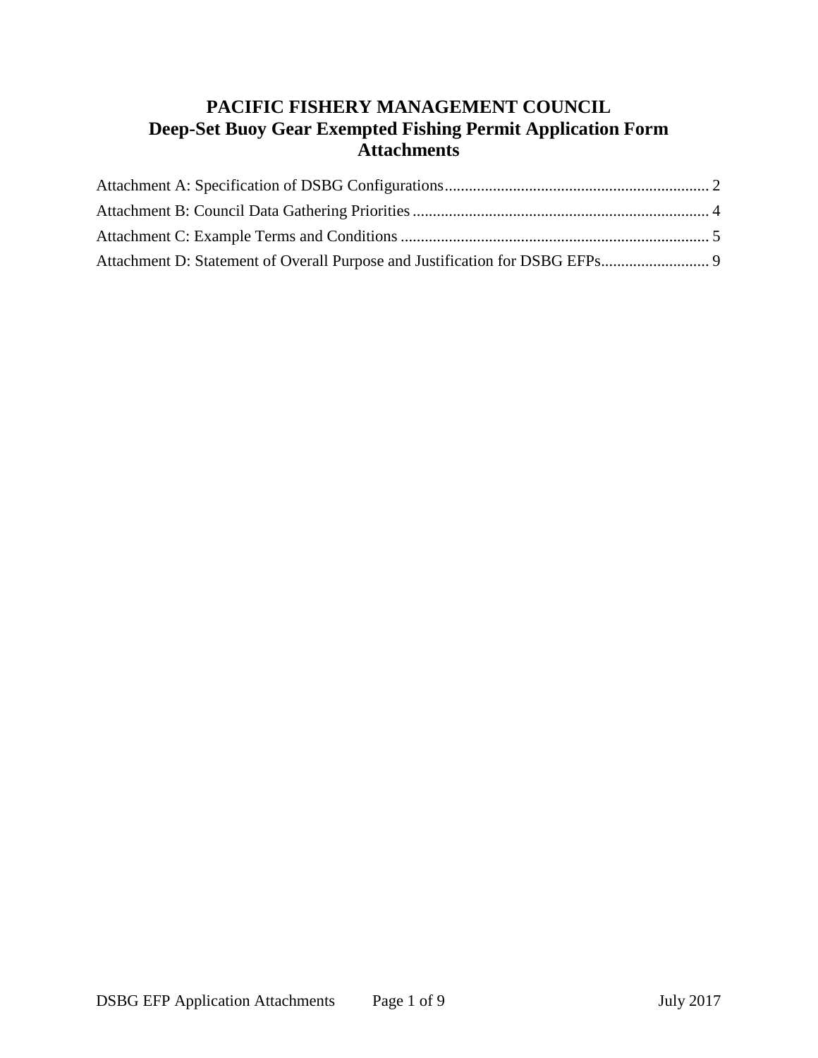# PACIFIC FISHERY MANAGEMENT COUNCIL
# Deep-Set Buoy Gear Exempted Fishing Permit Application Form Attachments

Attachment A: Specification of DSBG Configurations ........ 2

Attachment B: Council Data Gathering Priorities ........ 4

Attachment C: Example Terms and Conditions ........ 5

Attachment D: Statement of Overall Purpose and Justification for DSBG EFPs ........ 9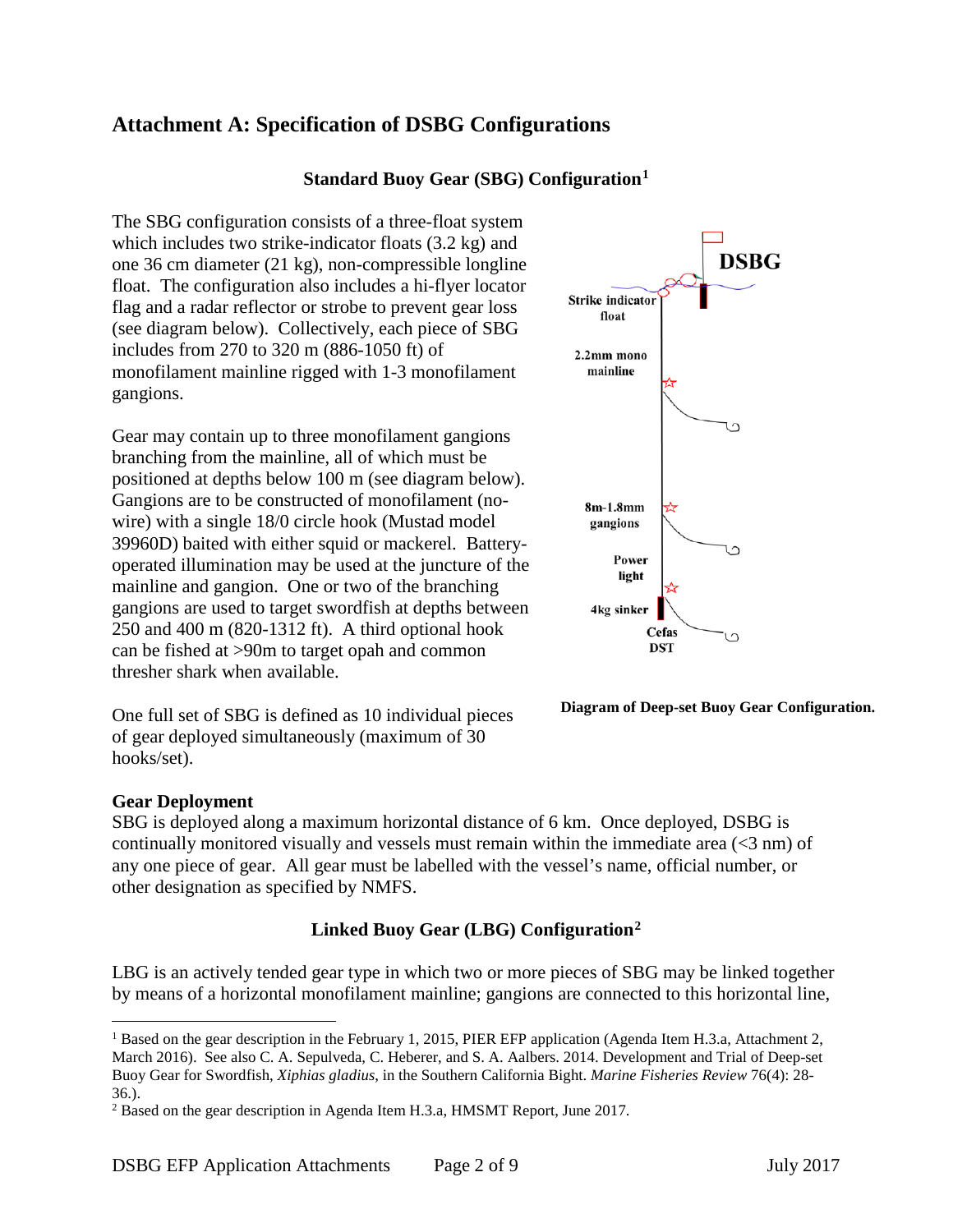## Attachment A: Specification of DSBG Configurations

### Standard Buoy Gear (SBG) Configuration[1]

The SBG configuration consists of a three-float system which includes two strike-indicator floats (3.2 kg) and one 36 cm diameter (21 kg), non-compressible longline float. The configuration also includes a hi-flyer locator flag and a radar reflector or strobe to prevent gear loss (see diagram below). Collectively, each piece of SBG includes from 270 to 320 m (886-1050 ft) of monofilament mainline rigged with 1-3 monofilament gangions.

Gear may contain up to three monofilament gangions branching from the mainline, all of which must be positioned at depths below 100 m (see diagram below). Gangions are to be constructed of monofilament (no-wire) with a single 18/0 circle hook (Mustad model 39960D) baited with either squid or mackerel. Battery-operated illumination may be used at the juncture of the mainline and gangion. One or two of the branching gangions are used to target swordfish at depths between 250 and 400 m (820-1312 ft). A third optional hook can be fished at >90m to target opah and common thresher shark when available.

One full set of SBG is defined as 10 individual pieces of gear deployed simultaneously (maximum of 30 hooks/set).

**Diagram of Deep-set Buoy Gear Configuration.**

**Gear Deployment**
SBG is deployed along a maximum horizontal distance of 6 km. Once deployed, DSBG is continually monitored visually and vessels must remain within the immediate area (<3 nm) of any one piece of gear. All gear must be labelled with the vessel's name, official number, or other designation as specified by NMFS.

### Linked Buoy Gear (LBG) Configuration[2]

LBG is an actively tended gear type in which two or more pieces of SBG may be linked together by means of a horizontal monofilament mainline; gangions are connected to this horizontal line,

---

[1] Based on the gear description in the February 1, 2015, PIER EFP application (Agenda Item H.3.a, Attachment 2, March 2016). See also C. A. Sepulveda, C. Heberer, and S. A. Aalbers. 2014. Development and Trial of Deep-set Buoy Gear for Swordfish, *Xiphias gladius*, in the Southern California Bight. *Marine Fisheries Review* 76(4): 28-36.).

[2] Based on the gear description in Agenda Item H.3.a, HMSMT Report, June 2017.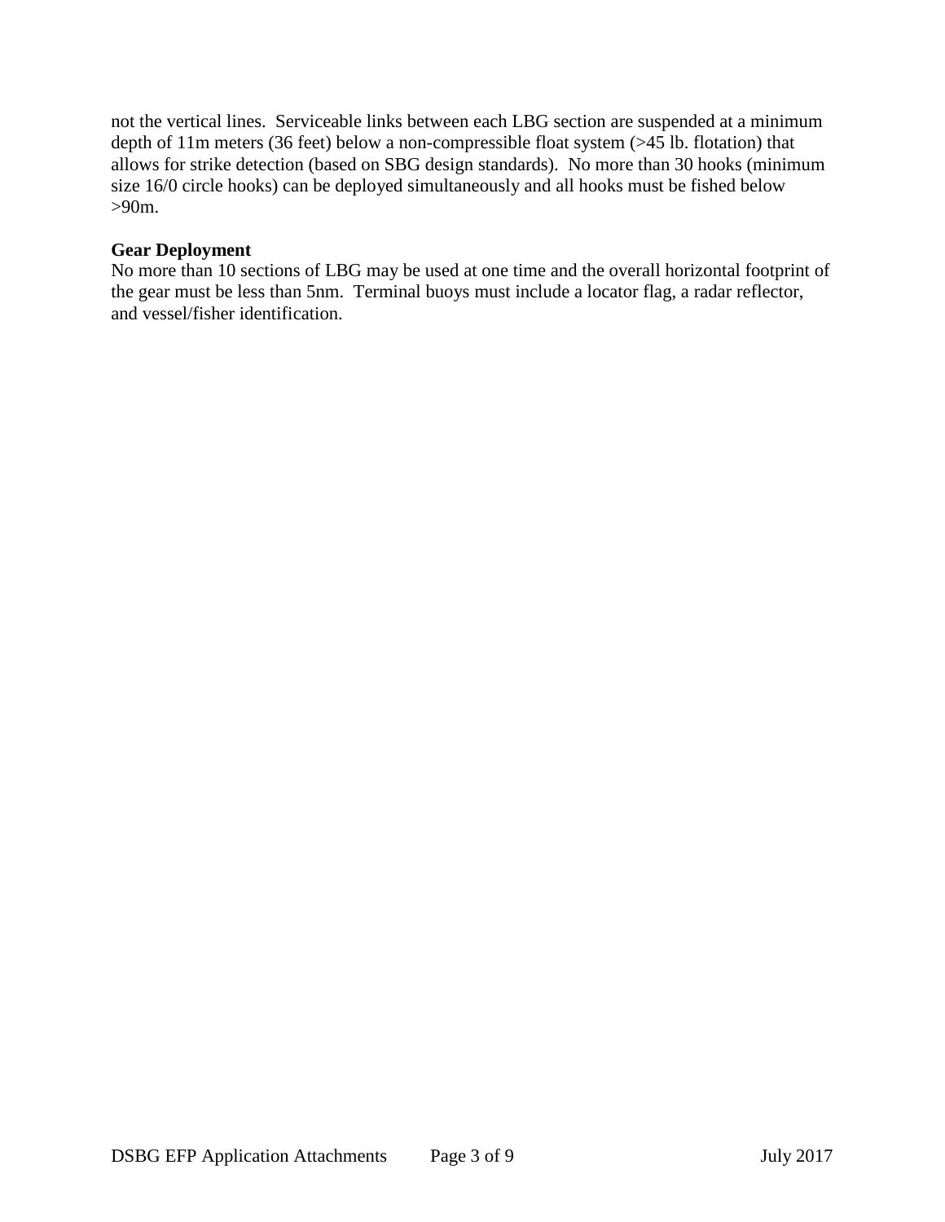not the vertical lines. Serviceable links between each LBG section are suspended at a minimum depth of 11m meters (36 feet) below a non-compressible float system (>45 lb. flotation) that allows for strike detection (based on SBG design standards). No more than 30 hooks (minimum size 16/0 circle hooks) can be deployed simultaneously and all hooks must be fished below >90m.

**Gear Deployment**

No more than 10 sections of LBG may be used at one time and the overall horizontal footprint of the gear must be less than 5nm. Terminal buoys must include a locator flag, a radar reflector, and vessel/fisher identification.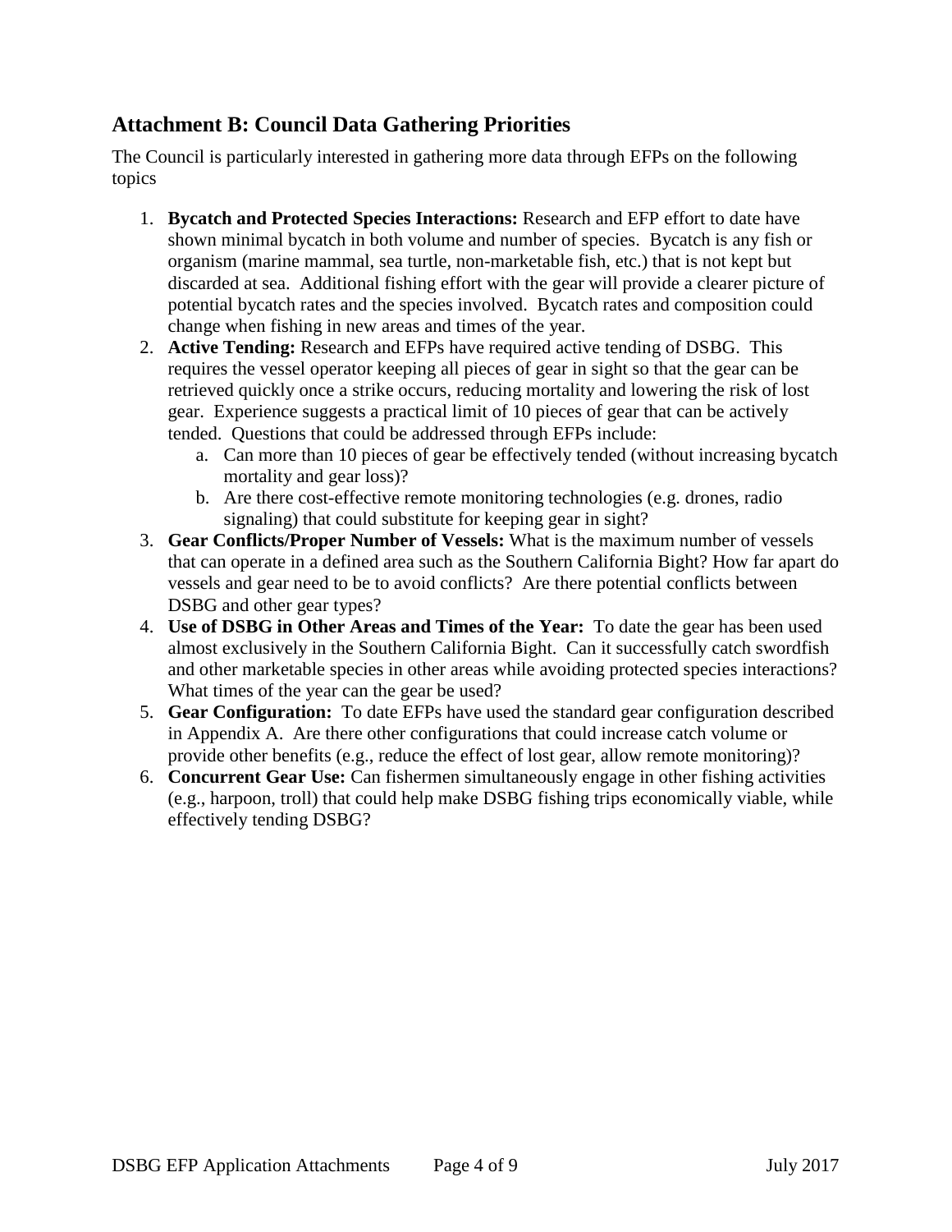## Attachment B: Council Data Gathering Priorities

The Council is particularly interested in gathering more data through EFPs on the following topics

1. **Bycatch and Protected Species Interactions:** Research and EFP effort to date have shown minimal bycatch in both volume and number of species. Bycatch is any fish or organism (marine mammal, sea turtle, non-marketable fish, etc.) that is not kept but discarded at sea. Additional fishing effort with the gear will provide a clearer picture of potential bycatch rates and the species involved. Bycatch rates and composition could change when fishing in new areas and times of the year.
2. **Active Tending:** Research and EFPs have required active tending of DSBG. This requires the vessel operator keeping all pieces of gear in sight so that the gear can be retrieved quickly once a strike occurs, reducing mortality and lowering the risk of lost gear. Experience suggests a practical limit of 10 pieces of gear that can be actively tended. Questions that could be addressed through EFPs include:
   a. Can more than 10 pieces of gear be effectively tended (without increasing bycatch mortality and gear loss)?
   b. Are there cost-effective remote monitoring technologies (e.g. drones, radio signaling) that could substitute for keeping gear in sight?
3. **Gear Conflicts/Proper Number of Vessels:** What is the maximum number of vessels that can operate in a defined area such as the Southern California Bight? How far apart do vessels and gear need to be to avoid conflicts? Are there potential conflicts between DSBG and other gear types?
4. **Use of DSBG in Other Areas and Times of the Year:** To date the gear has been used almost exclusively in the Southern California Bight. Can it successfully catch swordfish and other marketable species in other areas while avoiding protected species interactions? What times of the year can the gear be used?
5. **Gear Configuration:** To date EFPs have used the standard gear configuration described in Appendix A. Are there other configurations that could increase catch volume or provide other benefits (e.g., reduce the effect of lost gear, allow remote monitoring)?
6. **Concurrent Gear Use:** Can fishermen simultaneously engage in other fishing activities (e.g., harpoon, troll) that could help make DSBG fishing trips economically viable, while effectively tending DSBG?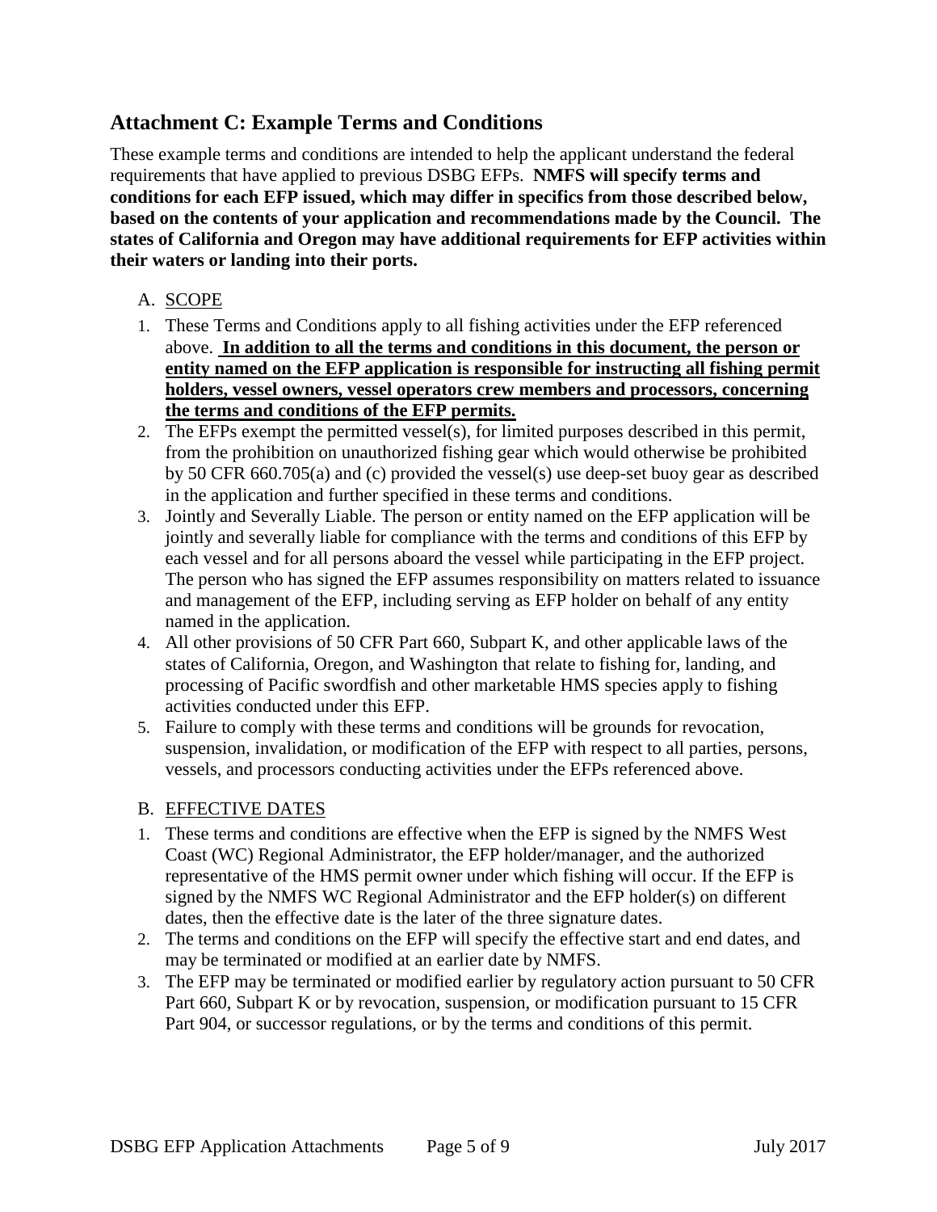## Attachment C: Example Terms and Conditions

These example terms and conditions are intended to help the applicant understand the federal requirements that have applied to previous DSBG EFPs. **NMFS will specify terms and conditions for each EFP issued, which may differ in specifics from those described below, based on the contents of your application and recommendations made by the Council. The states of California and Oregon may have additional requirements for EFP activities within their waters or landing into their ports.**

A. SCOPE

1. These Terms and Conditions apply to all fishing activities under the EFP referenced above. **In addition to all the terms and conditions in this document, the person or entity named on the EFP application is responsible for instructing all fishing permit holders, vessel owners, vessel operators crew members and processors, concerning the terms and conditions of the EFP permits.**
2. The EFPs exempt the permitted vessel(s), for limited purposes described in this permit, from the prohibition on unauthorized fishing gear which would otherwise be prohibited by 50 CFR 660.705(a) and (c) provided the vessel(s) use deep-set buoy gear as described in the application and further specified in these terms and conditions.
3. Jointly and Severally Liable. The person or entity named on the EFP application will be jointly and severally liable for compliance with the terms and conditions of this EFP by each vessel and for all persons aboard the vessel while participating in the EFP project. The person who has signed the EFP assumes responsibility on matters related to issuance and management of the EFP, including serving as EFP holder on behalf of any entity named in the application.
4. All other provisions of 50 CFR Part 660, Subpart K, and other applicable laws of the states of California, Oregon, and Washington that relate to fishing for, landing, and processing of Pacific swordfish and other marketable HMS species apply to fishing activities conducted under this EFP.
5. Failure to comply with these terms and conditions will be grounds for revocation, suspension, invalidation, or modification of the EFP with respect to all parties, persons, vessels, and processors conducting activities under the EFPs referenced above.

B. EFFECTIVE DATES

1. These terms and conditions are effective when the EFP is signed by the NMFS West Coast (WC) Regional Administrator, the EFP holder/manager, and the authorized representative of the HMS permit owner under which fishing will occur. If the EFP is signed by the NMFS WC Regional Administrator and the EFP holder(s) on different dates, then the effective date is the later of the three signature dates.
2. The terms and conditions on the EFP will specify the effective start and end dates, and may be terminated or modified at an earlier date by NMFS.
3. The EFP may be terminated or modified earlier by regulatory action pursuant to 50 CFR Part 660, Subpart K or by revocation, suspension, or modification pursuant to 15 CFR Part 904, or successor regulations, or by the terms and conditions of this permit.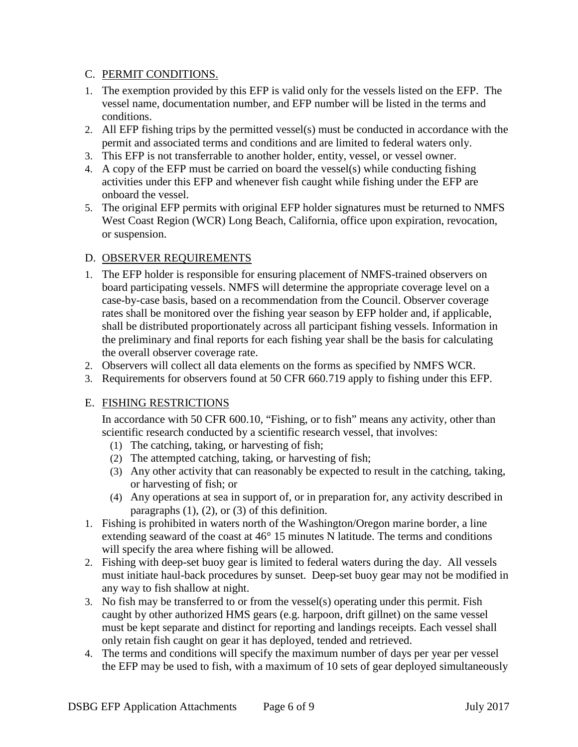## C. PERMIT CONDITIONS.

1. The exemption provided by this EFP is valid only for the vessels listed on the EFP. The vessel name, documentation number, and EFP number will be listed in the terms and conditions.
2. All EFP fishing trips by the permitted vessel(s) must be conducted in accordance with the permit and associated terms and conditions and are limited to federal waters only.
3. This EFP is not transferrable to another holder, entity, vessel, or vessel owner.
4. A copy of the EFP must be carried on board the vessel(s) while conducting fishing activities under this EFP and whenever fish caught while fishing under the EFP are onboard the vessel.
5. The original EFP permits with original EFP holder signatures must be returned to NMFS West Coast Region (WCR) Long Beach, California, office upon expiration, revocation, or suspension.

## D. OBSERVER REQUIREMENTS

1. The EFP holder is responsible for ensuring placement of NMFS-trained observers on board participating vessels. NMFS will determine the appropriate coverage level on a case-by-case basis, based on a recommendation from the Council. Observer coverage rates shall be monitored over the fishing year season by EFP holder and, if applicable, shall be distributed proportionately across all participant fishing vessels. Information in the preliminary and final reports for each fishing year shall be the basis for calculating the overall observer coverage rate.
2. Observers will collect all data elements on the forms as specified by NMFS WCR.
3. Requirements for observers found at 50 CFR 660.719 apply to fishing under this EFP.

## E. FISHING RESTRICTIONS

In accordance with 50 CFR 600.10, "Fishing, or to fish" means any activity, other than scientific research conducted by a scientific research vessel, that involves:

(1) The catching, taking, or harvesting of fish;
(2) The attempted catching, taking, or harvesting of fish;
(3) Any other activity that can reasonably be expected to result in the catching, taking, or harvesting of fish; or
(4) Any operations at sea in support of, or in preparation for, any activity described in paragraphs (1), (2), or (3) of this definition.

1. Fishing is prohibited in waters north of the Washington/Oregon marine border, a line extending seaward of the coast at 46° 15 minutes N latitude. The terms and conditions will specify the area where fishing will be allowed.
2. Fishing with deep-set buoy gear is limited to federal waters during the day. All vessels must initiate haul-back procedures by sunset. Deep-set buoy gear may not be modified in any way to fish shallow at night.
3. No fish may be transferred to or from the vessel(s) operating under this permit. Fish caught by other authorized HMS gears (e.g. harpoon, drift gillnet) on the same vessel must be kept separate and distinct for reporting and landings receipts. Each vessel shall only retain fish caught on gear it has deployed, tended and retrieved.
4. The terms and conditions will specify the maximum number of days per year per vessel the EFP may be used to fish, with a maximum of 10 sets of gear deployed simultaneously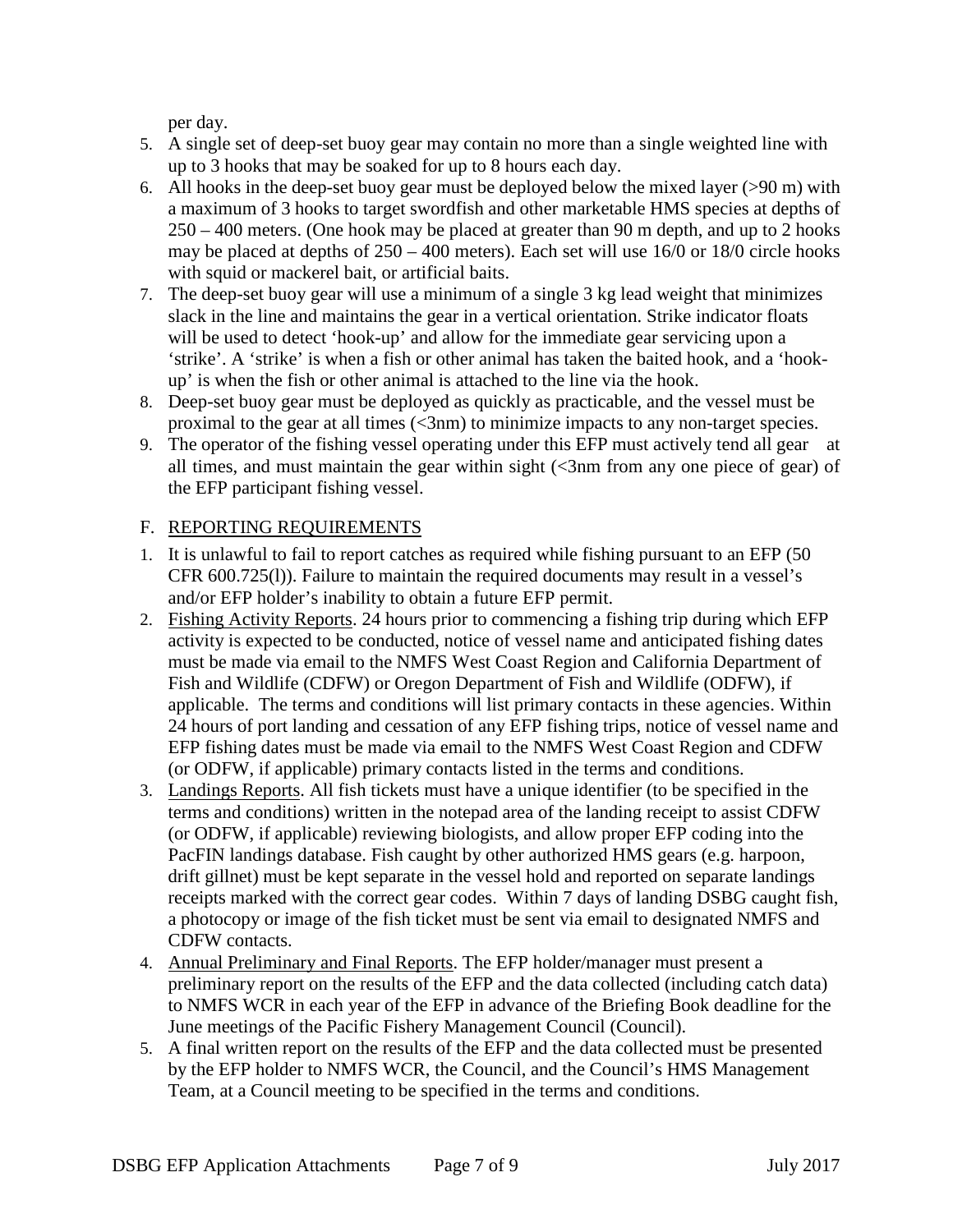per day.

5. A single set of deep-set buoy gear may contain no more than a single weighted line with up to 3 hooks that may be soaked for up to 8 hours each day.
6. All hooks in the deep-set buoy gear must be deployed below the mixed layer (>90 m) with a maximum of 3 hooks to target swordfish and other marketable HMS species at depths of 250 – 400 meters. (One hook may be placed at greater than 90 m depth, and up to 2 hooks may be placed at depths of 250 – 400 meters). Each set will use 16/0 or 18/0 circle hooks with squid or mackerel bait, or artificial baits.
7. The deep-set buoy gear will use a minimum of a single 3 kg lead weight that minimizes slack in the line and maintains the gear in a vertical orientation. Strike indicator floats will be used to detect 'hook-up' and allow for the immediate gear servicing upon a 'strike'. A 'strike' is when a fish or other animal has taken the baited hook, and a 'hook-up' is when the fish or other animal is attached to the line via the hook.
8. Deep-set buoy gear must be deployed as quickly as practicable, and the vessel must be proximal to the gear at all times (<3nm) to minimize impacts to any non-target species.
9. The operator of the fishing vessel operating under this EFP must actively tend all gear at all times, and must maintain the gear within sight (<3nm from any one piece of gear) of the EFP participant fishing vessel.

## F. REPORTING REQUIREMENTS

1. It is unlawful to fail to report catches as required while fishing pursuant to an EFP (50 CFR 600.725(l)). Failure to maintain the required documents may result in a vessel's and/or EFP holder's inability to obtain a future EFP permit.
2. Fishing Activity Reports. 24 hours prior to commencing a fishing trip during which EFP activity is expected to be conducted, notice of vessel name and anticipated fishing dates must be made via email to the NMFS West Coast Region and California Department of Fish and Wildlife (CDFW) or Oregon Department of Fish and Wildlife (ODFW), if applicable. The terms and conditions will list primary contacts in these agencies. Within 24 hours of port landing and cessation of any EFP fishing trips, notice of vessel name and EFP fishing dates must be made via email to the NMFS West Coast Region and CDFW (or ODFW, if applicable) primary contacts listed in the terms and conditions.
3. Landings Reports. All fish tickets must have a unique identifier (to be specified in the terms and conditions) written in the notepad area of the landing receipt to assist CDFW (or ODFW, if applicable) reviewing biologists, and allow proper EFP coding into the PacFIN landings database. Fish caught by other authorized HMS gears (e.g. harpoon, drift gillnet) must be kept separate in the vessel hold and reported on separate landings receipts marked with the correct gear codes. Within 7 days of landing DSBG caught fish, a photocopy or image of the fish ticket must be sent via email to designated NMFS and CDFW contacts.
4. Annual Preliminary and Final Reports. The EFP holder/manager must present a preliminary report on the results of the EFP and the data collected (including catch data) to NMFS WCR in each year of the EFP in advance of the Briefing Book deadline for the June meetings of the Pacific Fishery Management Council (Council).
5. A final written report on the results of the EFP and the data collected must be presented by the EFP holder to NMFS WCR, the Council, and the Council's HMS Management Team, at a Council meeting to be specified in the terms and conditions.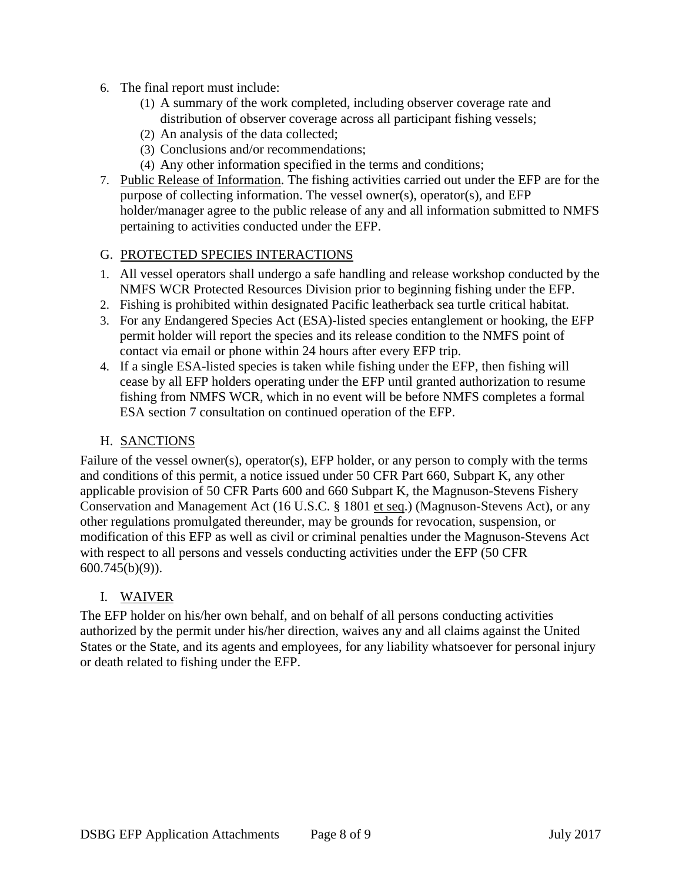6. The final report must include:
    (1) A summary of the work completed, including observer coverage rate and distribution of observer coverage across all participant fishing vessels;
    (2) An analysis of the data collected;
    (3) Conclusions and/or recommendations;
    (4) Any other information specified in the terms and conditions;
7. Public Release of Information. The fishing activities carried out under the EFP are for the purpose of collecting information. The vessel owner(s), operator(s), and EFP holder/manager agree to the public release of any and all information submitted to NMFS pertaining to activities conducted under the EFP.

## G. PROTECTED SPECIES INTERACTIONS

1. All vessel operators shall undergo a safe handling and release workshop conducted by the NMFS WCR Protected Resources Division prior to beginning fishing under the EFP.
2. Fishing is prohibited within designated Pacific leatherback sea turtle critical habitat.
3. For any Endangered Species Act (ESA)-listed species entanglement or hooking, the EFP permit holder will report the species and its release condition to the NMFS point of contact via email or phone within 24 hours after every EFP trip.
4. If a single ESA-listed species is taken while fishing under the EFP, then fishing will cease by all EFP holders operating under the EFP until granted authorization to resume fishing from NMFS WCR, which in no event will be before NMFS completes a formal ESA section 7 consultation on continued operation of the EFP.

## H. SANCTIONS

Failure of the vessel owner(s), operator(s), EFP holder, or any person to comply with the terms and conditions of this permit, a notice issued under 50 CFR Part 660, Subpart K, any other applicable provision of 50 CFR Parts 600 and 660 Subpart K, the Magnuson-Stevens Fishery Conservation and Management Act (16 U.S.C. § 1801 et seq.) (Magnuson-Stevens Act), or any other regulations promulgated thereunder, may be grounds for revocation, suspension, or modification of this EFP as well as civil or criminal penalties under the Magnuson-Stevens Act with respect to all persons and vessels conducting activities under the EFP (50 CFR 600.745(b)(9)).

## I. WAIVER

The EFP holder on his/her own behalf, and on behalf of all persons conducting activities authorized by the permit under his/her direction, waives any and all claims against the United States or the State, and its agents and employees, for any liability whatsoever for personal injury or death related to fishing under the EFP.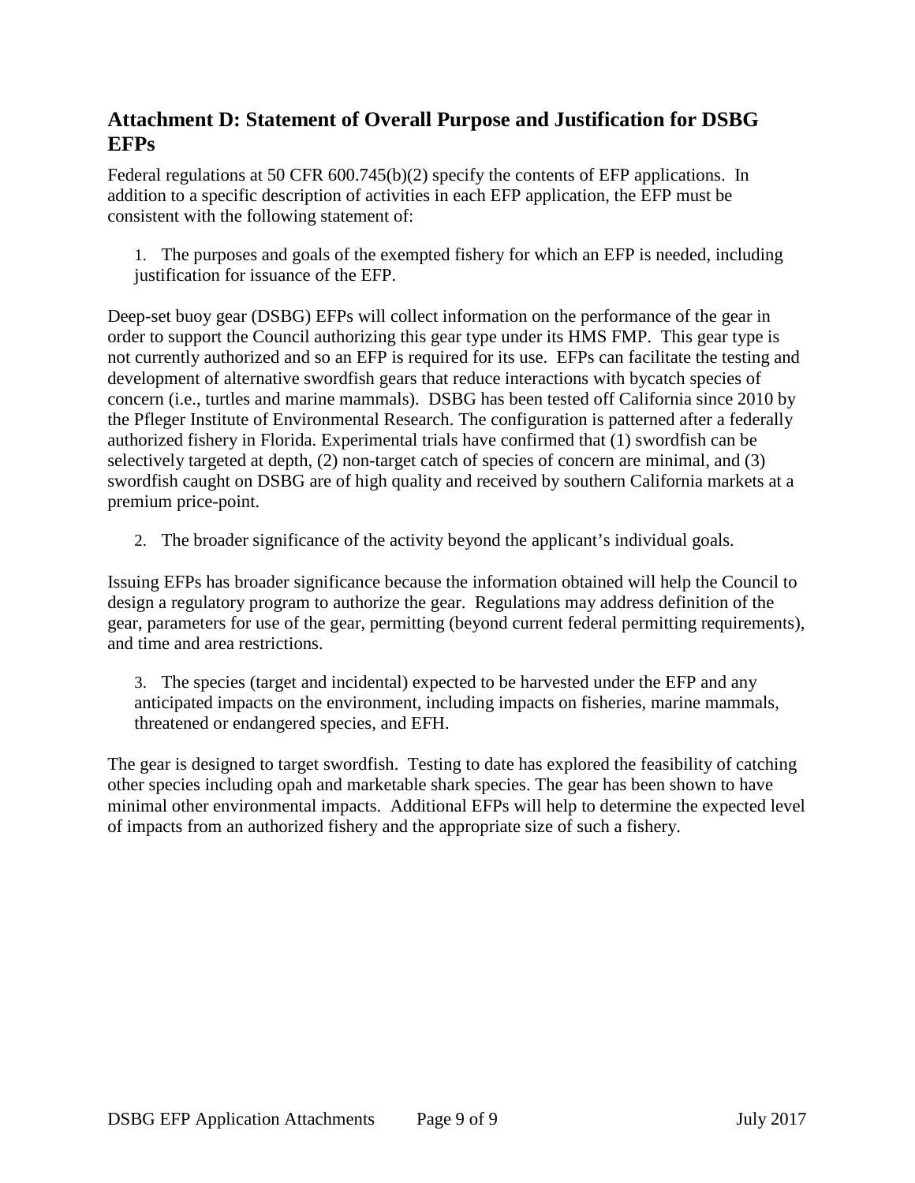## Attachment D: Statement of Overall Purpose and Justification for DSBG EFPs

Federal regulations at 50 CFR 600.745(b)(2) specify the contents of EFP applications. In addition to a specific description of activities in each EFP application, the EFP must be consistent with the following statement of:

1. The purposes and goals of the exempted fishery for which an EFP is needed, including justification for issuance of the EFP.

Deep-set buoy gear (DSBG) EFPs will collect information on the performance of the gear in order to support the Council authorizing this gear type under its HMS FMP. This gear type is not currently authorized and so an EFP is required for its use. EFPs can facilitate the testing and development of alternative swordfish gears that reduce interactions with bycatch species of concern (i.e., turtles and marine mammals). DSBG has been tested off California since 2010 by the Pfleger Institute of Environmental Research. The configuration is patterned after a federally authorized fishery in Florida. Experimental trials have confirmed that (1) swordfish can be selectively targeted at depth, (2) non-target catch of species of concern are minimal, and (3) swordfish caught on DSBG are of high quality and received by southern California markets at a premium price-point.

2. The broader significance of the activity beyond the applicant's individual goals.

Issuing EFPs has broader significance because the information obtained will help the Council to design a regulatory program to authorize the gear. Regulations may address definition of the gear, parameters for use of the gear, permitting (beyond current federal permitting requirements), and time and area restrictions.

3. The species (target and incidental) expected to be harvested under the EFP and any anticipated impacts on the environment, including impacts on fisheries, marine mammals, threatened or endangered species, and EFH.

The gear is designed to target swordfish. Testing to date has explored the feasibility of catching other species including opah and marketable shark species. The gear has been shown to have minimal other environmental impacts. Additional EFPs will help to determine the expected level of impacts from an authorized fishery and the appropriate size of such a fishery.